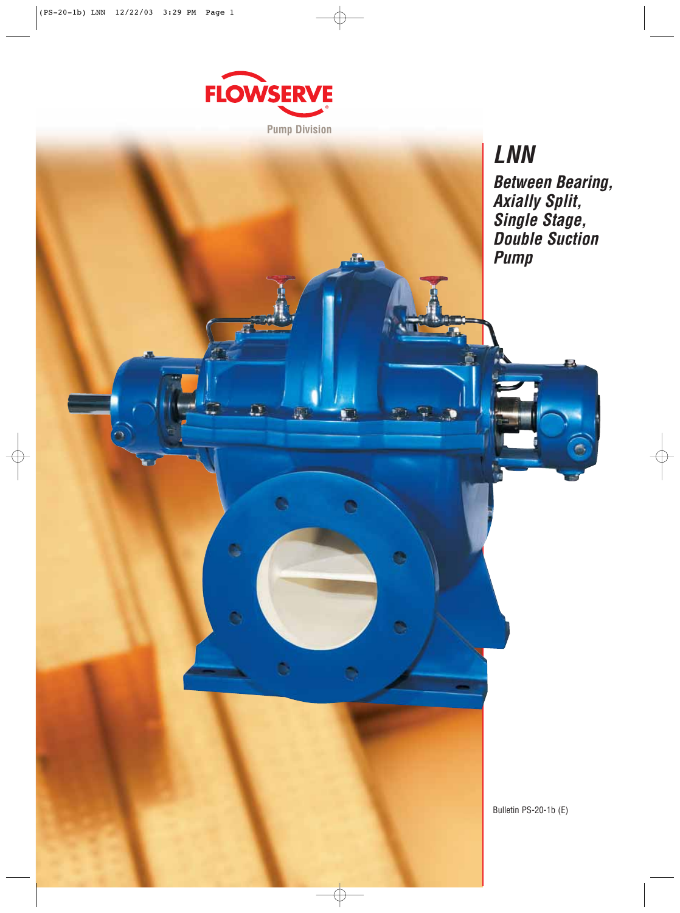FLOWSERVE

Pump Division

# LNN

## *Between Bearing, Axially Split, Single Stage, Double Suction Pump*

Bulletin PS-20-1b (E)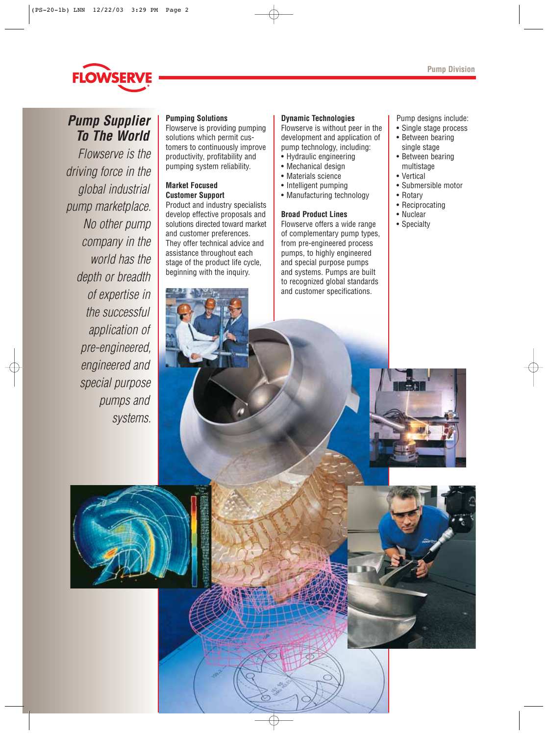# Pump Supplier To The World

*Flowserve is the driving force in the global industrial pump marketplace. No other pump company in the world has the depth or breadth of expertise in the successful application of pre-engineered, engineered and special purpose pumps and systems.*

**Pumping Solutions**
Flowserve is providing pumping solutions which permit customers to continuously improve productivity, profitability and pumping system reliability.

**Market Focused Customer Support**
Product and industry specialists develop effective proposals and solutions directed toward market and customer preferences. They offer technical advice and assistance throughout each stage of the product life cycle, beginning with the inquiry.

**Dynamic Technologies**
Flowserve is without peer in the development and application of pump technology, including:

- Hydraulic engineering
- Mechanical design
- Materials science
- Intelligent pumping
- Manufacturing technology

**Broad Product Lines**
Flowserve offers a wide range of complementary pump types, from pre-engineered process pumps, to highly engineered and special purpose pumps and systems. Pumps are built to recognized global standards and customer specifications.

Pump designs include:

- Single stage process
- Between bearing single stage
- Between bearing multistage
- Vertical
- Submersible motor
- Rotary
- Reciprocating
- Nuclear
- Specialty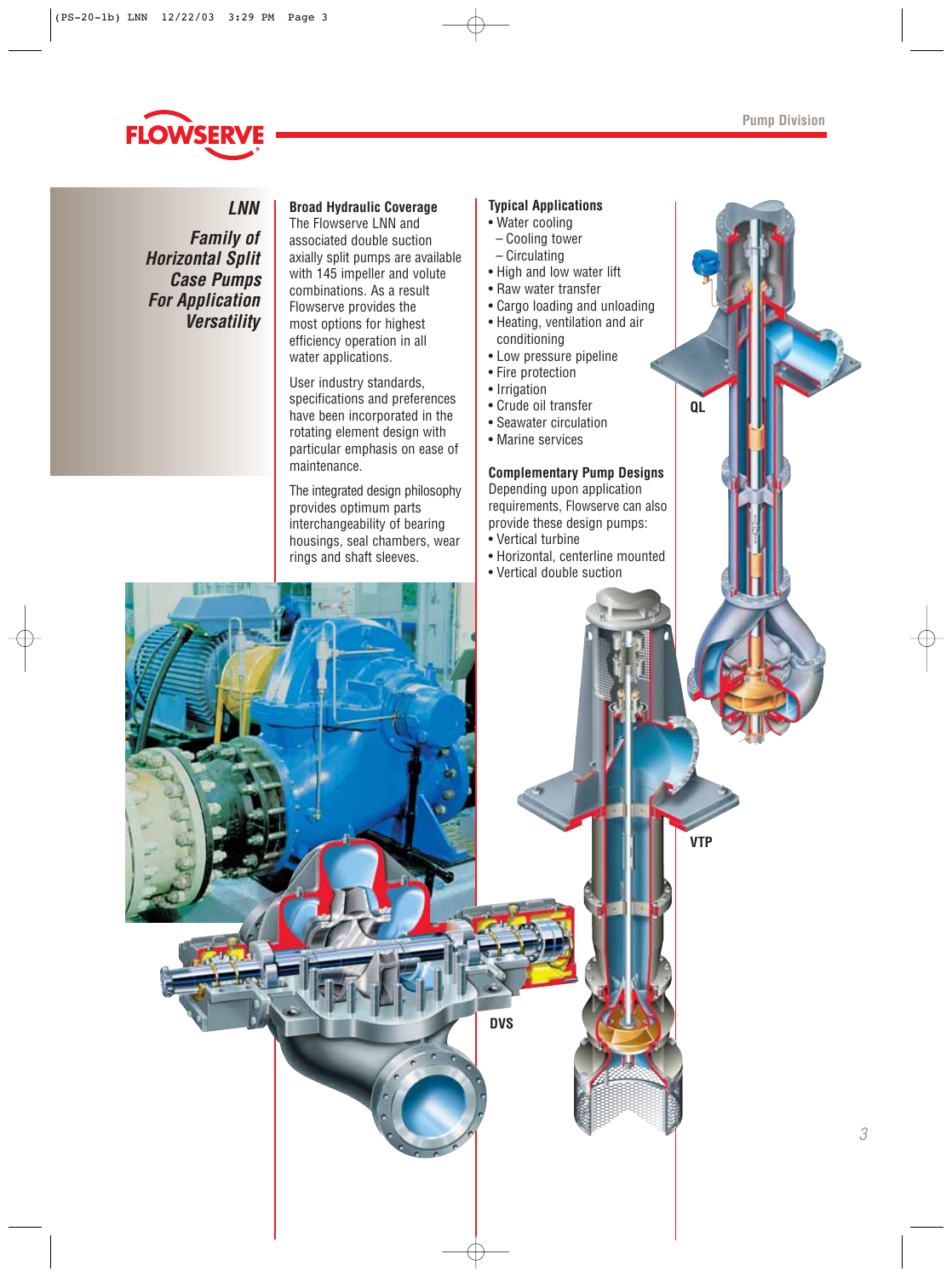## LNN

## *Family of Horizontal Split Case Pumps For Application Versatility*

### Broad Hydraulic Coverage

The Flowserve LNN and associated double suction axially split pumps are available with 145 impeller and volute combinations. As a result Flowserve provides the most options for highest efficiency operation in all water applications.

User industry standards, specifications and preferences have been incorporated in the rotating element design with particular emphasis on ease of maintenance.

The integrated design philosophy provides optimum parts interchangeability of bearing housings, seal chambers, wear rings and shaft sleeves.

### Typical Applications

- Water cooling
  - Cooling tower
  - Circulating
- High and low water lift
- Raw water transfer
- Cargo loading and unloading
- Heating, ventilation and air conditioning
- Low pressure pipeline
- Fire protection
- Irrigation
- Crude oil transfer
- Seawater circulation
- Marine services

### Complementary Pump Designs

Depending upon application requirements, Flowserve can also provide these design pumps:

- Vertical turbine
- Horizontal, centerline mounted
- Vertical double suction

QL

VTP

DVS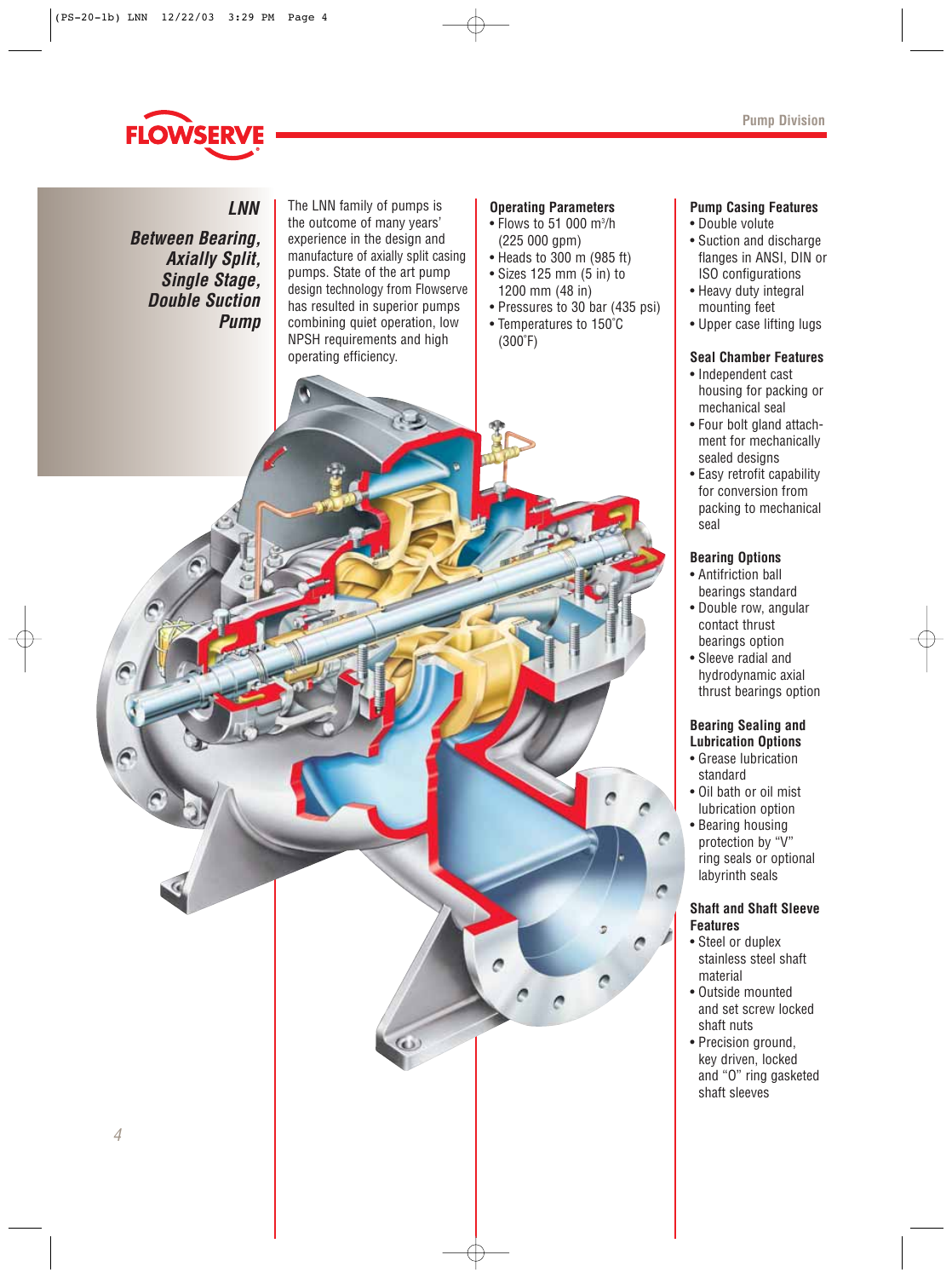# LNN

## Between Bearing, Axially Split, Single Stage, Double Suction Pump

The LNN family of pumps is the outcome of many years' experience in the design and manufacture of axially split casing pumps. State of the art pump design technology from Flowserve has resulted in superior pumps combining quiet operation, low NPSH requirements and high operating efficiency.

### Operating Parameters

- Flows to 51 000 m³/h (225 000 gpm)
- Heads to 300 m (985 ft)
- Sizes 125 mm (5 in) to 1200 mm (48 in)
- Pressures to 30 bar (435 psi)
- Temperatures to 150°C (300°F)

### Pump Casing Features

- Double volute
- Suction and discharge flanges in ANSI, DIN or ISO configurations
- Heavy duty integral mounting feet
- Upper case lifting lugs

### Seal Chamber Features

- Independent cast housing for packing or mechanical seal
- Four bolt gland attachment for mechanically sealed designs
- Easy retrofit capability for conversion from packing to mechanical seal

### Bearing Options

- Antifriction ball bearings standard
- Double row, angular contact thrust bearings option
- Sleeve radial and hydrodynamic axial thrust bearings option

### Bearing Sealing and Lubrication Options

- Grease lubrication standard
- Oil bath or oil mist lubrication option
- Bearing housing protection by "V" ring seals or optional labyrinth seals

### Shaft and Shaft Sleeve Features

- Steel or duplex stainless steel shaft material
- Outside mounted and set screw locked shaft nuts
- Precision ground, key driven, locked and "O" ring gasketed shaft sleeves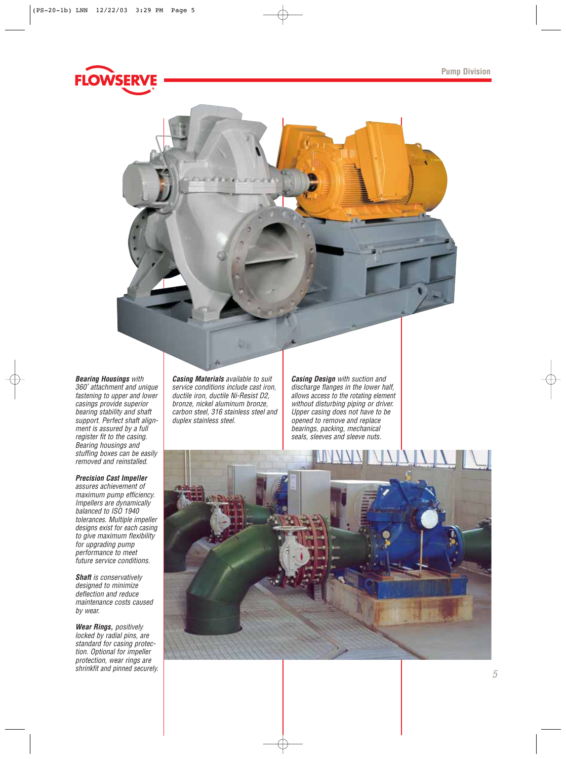***Bearing Housings*** *with 360° attachment and unique fastening to upper and lower casings provide superior bearing stability and shaft support. Perfect shaft alignment is assured by a full register fit to the casing. Bearing housings and stuffing boxes can be easily removed and reinstalled.*

***Precision Cast Impeller*** *assures achievement of maximum pump efficiency. Impellers are dynamically balanced to ISO 1940 tolerances. Multiple impeller designs exist for each casing to give maximum flexibility for upgrading pump performance to meet future service conditions.*

***Shaft*** *is conservatively designed to minimize deflection and reduce maintenance costs caused by wear.*

***Wear Rings,*** *positively locked by radial pins, are standard for casing protection. Optional for impeller protection, wear rings are shrinkfit and pinned securely.*

***Casing Materials*** *available to suit service conditions include cast iron, ductile iron, ductile Ni-Resist D2, bronze, nickel aluminum bronze, carbon steel, 316 stainless steel and duplex stainless steel.*

***Casing Design*** *with suction and discharge flanges in the lower half, allows access to the rotating element without disturbing piping or driver. Upper casing does not have to be opened to remove and replace bearings, packing, mechanical seals, sleeves and sleeve nuts.*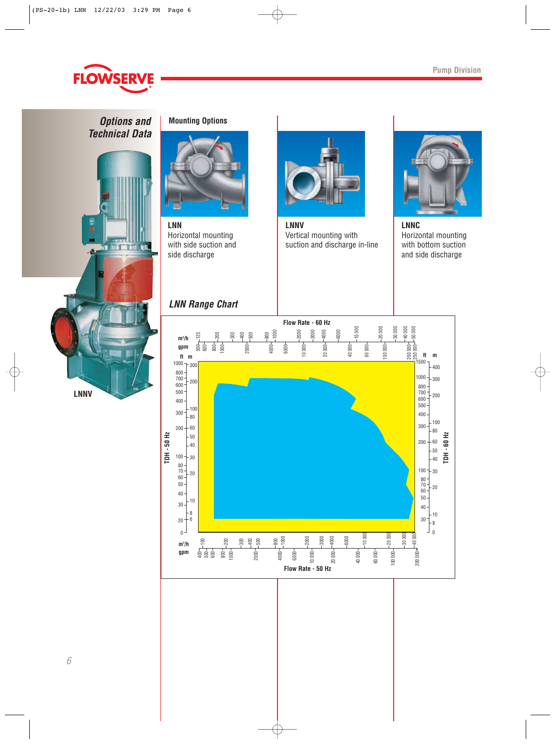# Options and Technical Data

LNNV

## Mounting Options

**LNN**
Horizontal mounting with side suction and side discharge

**LNNV**
Vertical mounting with suction and discharge in-line

**LNNC**
Horizontal mounting with bottom suction and side discharge

## *LNN Range Chart*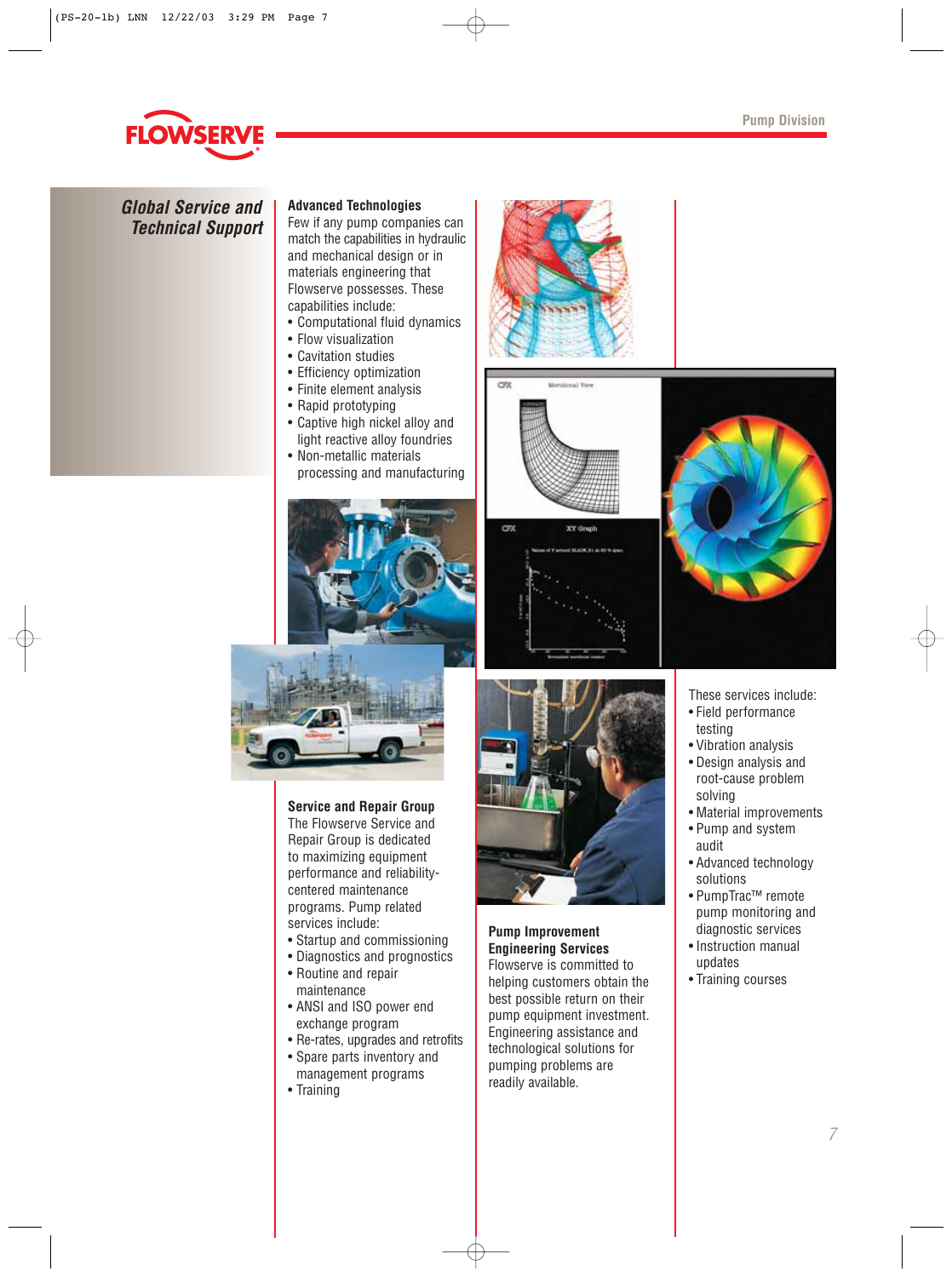## Global Service and Technical Support

### Advanced Technologies

Few if any pump companies can match the capabilities in hydraulic and mechanical design or in materials engineering that Flowserve possesses. These capabilities include:

- Computational fluid dynamics
- Flow visualization
- Cavitation studies
- Efficiency optimization
- Finite element analysis
- Rapid prototyping
- Captive high nickel alloy and light reactive alloy foundries
- Non-metallic materials processing and manufacturing

### Service and Repair Group

The Flowserve Service and Repair Group is dedicated to maximizing equipment performance and reliability-centered maintenance programs. Pump related services include:

- Startup and commissioning
- Diagnostics and prognostics
- Routine and repair maintenance
- ANSI and ISO power end exchange program
- Re-rates, upgrades and retrofits
- Spare parts inventory and management programs
- Training

### Pump Improvement Engineering Services

Flowserve is committed to helping customers obtain the best possible return on their pump equipment investment. Engineering assistance and technological solutions for pumping problems are readily available.

These services include:

- Field performance testing
- Vibration analysis
- Design analysis and root-cause problem solving
- Material improvements
- Pump and system audit
- Advanced technology solutions
- PumpTrac™ remote pump monitoring and diagnostic services
- Instruction manual updates
- Training courses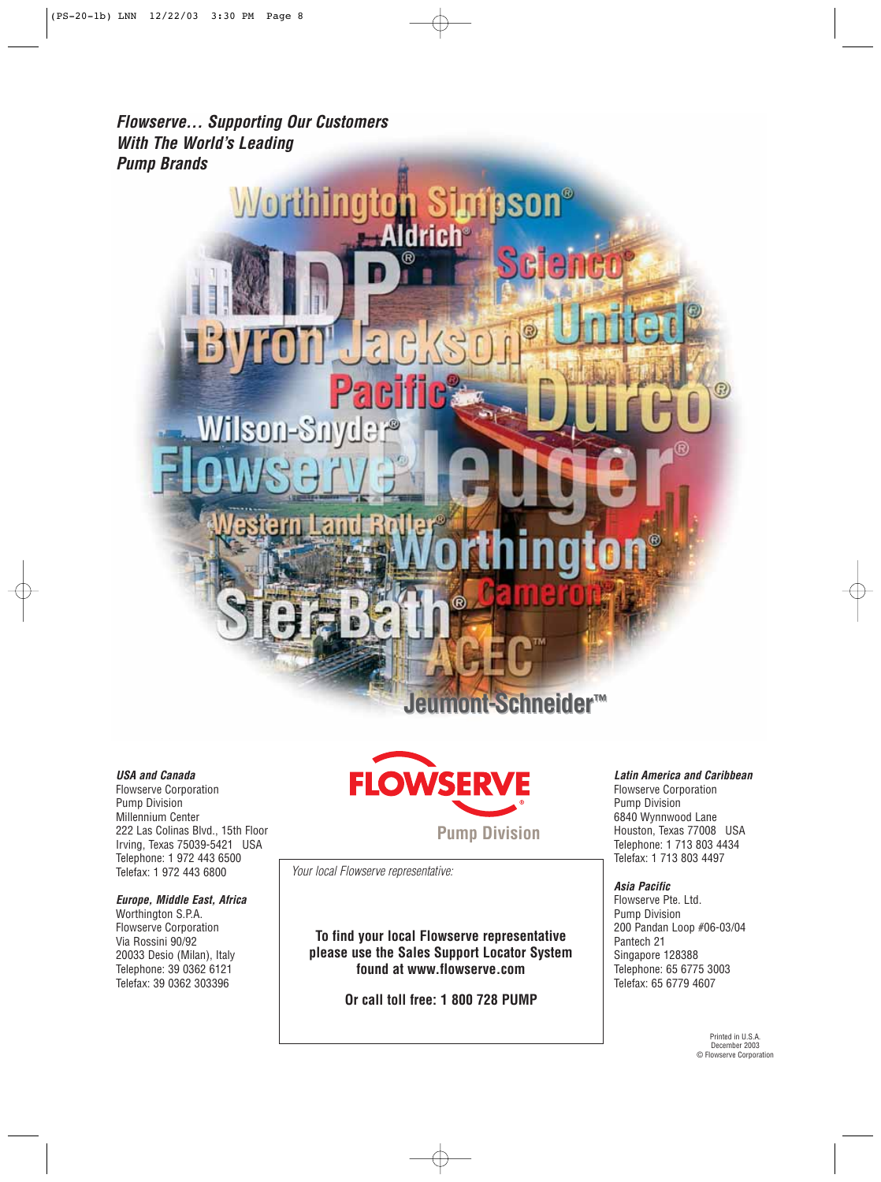***Flowserve… Supporting Our Customers With The World's Leading Pump Brands***

Worthington Simpson®
Aldrich®
IDP®
Scienco®
Byron Jackson®
United®
Pacific®
Durco®
Wilson-Snyder®
Flowserve®
Jeuger®
Western Land Roller®
Worthington®
Sier-Bath®
Cameron®
ACEC™
Jeumont-Schneider™

***USA and Canada***
Flowserve Corporation
Pump Division
Millennium Center
222 Las Colinas Blvd., 15th Floor
Irving, Texas 75039-5421 USA
Telephone: 1 972 443 6500
Telefax: 1 972 443 6800

***Europe, Middle East, Africa***
Worthington S.P.A.
Flowserve Corporation
Via Rossini 90/92
20033 Desio (Milan), Italy
Telephone: 39 0362 6121
Telefax: 39 0362 303396

**FLOWSERVE**
**Pump Division**

*Your local Flowserve representative:*

**To find your local Flowserve representative please use the Sales Support Locator System found at www.flowserve.com**

**Or call toll free: 1 800 728 PUMP**

***Latin America and Caribbean***
Flowserve Corporation
Pump Division
6840 Wynnwood Lane
Houston, Texas 77008 USA
Telephone: 1 713 803 4434
Telefax: 1 713 803 4497

***Asia Pacific***
Flowserve Pte. Ltd.
Pump Division
200 Pandan Loop #06-03/04
Pantech 21
Singapore 128388
Telephone: 65 6775 3003
Telefax: 65 6779 4607

Printed in U.S.A.
December 2003
© Flowserve Corporation